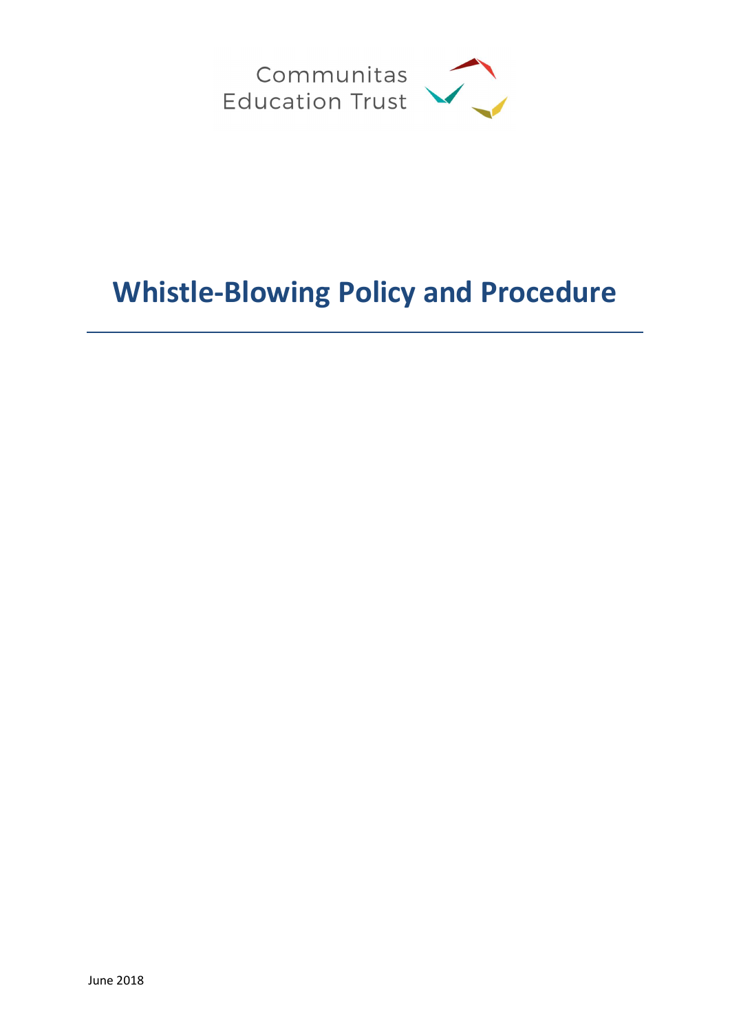Communitas Education Trust

# Whistle-Blowing Policy and Procedure

June 2018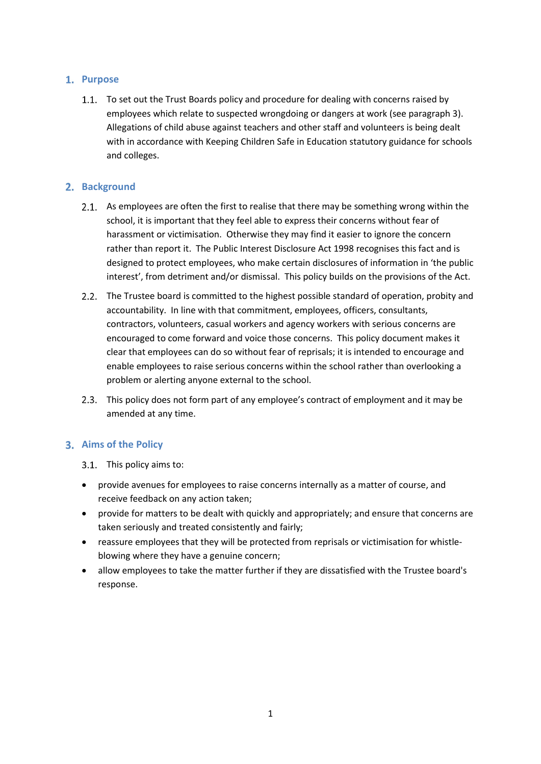## 1. Purpose

1.1. To set out the Trust Boards policy and procedure for dealing with concerns raised by employees which relate to suspected wrongdoing or dangers at work (see paragraph 3). Allegations of child abuse against teachers and other staff and volunteers is being dealt with in accordance with Keeping Children Safe in Education statutory guidance for schools and colleges.

## 2. Background

2.1. As employees are often the first to realise that there may be something wrong within the school, it is important that they feel able to express their concerns without fear of harassment or victimisation. Otherwise they may find it easier to ignore the concern rather than report it. The Public Interest Disclosure Act 1998 recognises this fact and is designed to protect employees, who make certain disclosures of information in 'the public interest', from detriment and/or dismissal. This policy builds on the provisions of the Act.

2.2. The Trustee board is committed to the highest possible standard of operation, probity and accountability. In line with that commitment, employees, officers, consultants, contractors, volunteers, casual workers and agency workers with serious concerns are encouraged to come forward and voice those concerns. This policy document makes it clear that employees can do so without fear of reprisals; it is intended to encourage and enable employees to raise serious concerns within the school rather than overlooking a problem or alerting anyone external to the school.

2.3. This policy does not form part of any employee's contract of employment and it may be amended at any time.

## 3. Aims of the Policy

3.1. This policy aims to:

- provide avenues for employees to raise concerns internally as a matter of course, and receive feedback on any action taken;
- provide for matters to be dealt with quickly and appropriately; and ensure that concerns are taken seriously and treated consistently and fairly;
- reassure employees that they will be protected from reprisals or victimisation for whistle-blowing where they have a genuine concern;
- allow employees to take the matter further if they are dissatisfied with the Trustee board's response.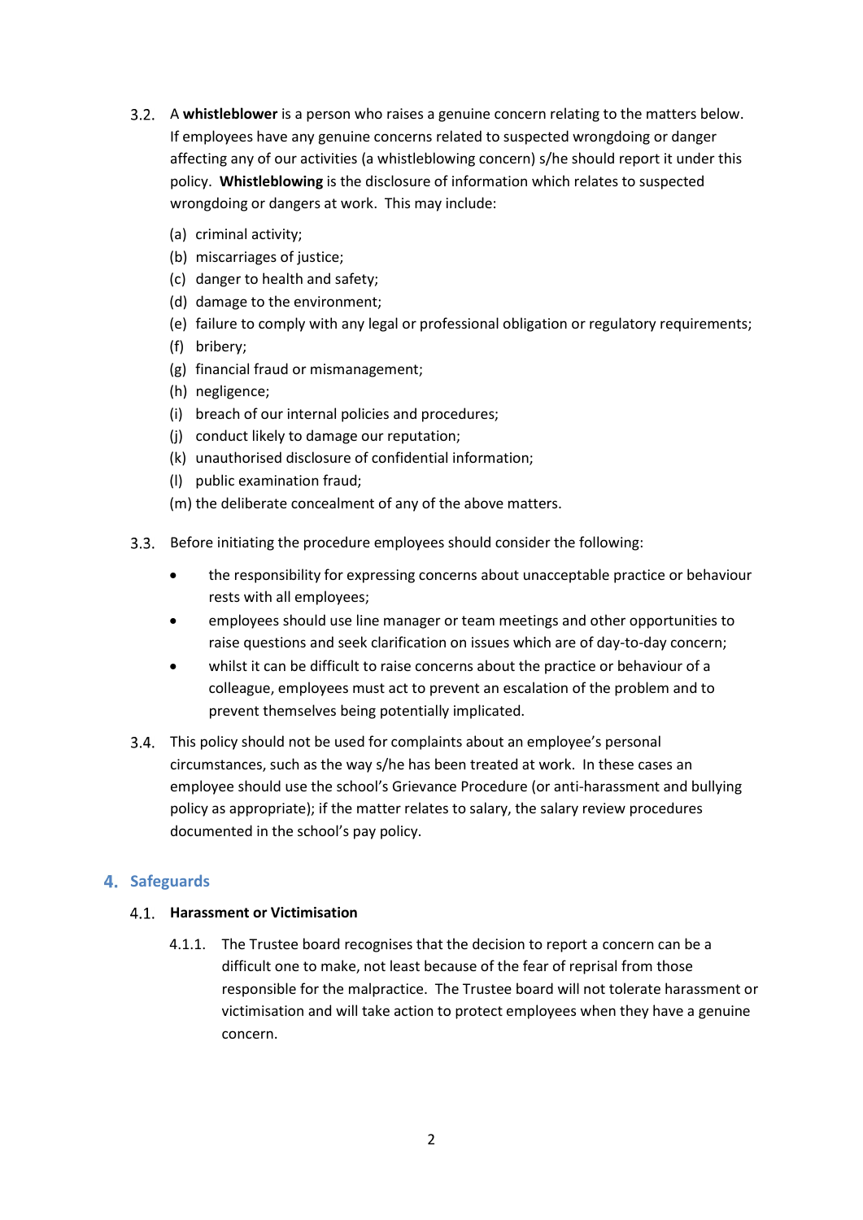3.2. A **whistleblower** is a person who raises a genuine concern relating to the matters below. If employees have any genuine concerns related to suspected wrongdoing or danger affecting any of our activities (a whistleblowing concern) s/he should report it under this policy. **Whistleblowing** is the disclosure of information which relates to suspected wrongdoing or dangers at work. This may include:

(a) criminal activity;
(b) miscarriages of justice;
(c) danger to health and safety;
(d) damage to the environment;
(e) failure to comply with any legal or professional obligation or regulatory requirements;
(f) bribery;
(g) financial fraud or mismanagement;
(h) negligence;
(i) breach of our internal policies and procedures;
(j) conduct likely to damage our reputation;
(k) unauthorised disclosure of confidential information;
(l) public examination fraud;
(m) the deliberate concealment of any of the above matters.

3.3. Before initiating the procedure employees should consider the following:

- the responsibility for expressing concerns about unacceptable practice or behaviour rests with all employees;
- employees should use line manager or team meetings and other opportunities to raise questions and seek clarification on issues which are of day-to-day concern;
- whilst it can be difficult to raise concerns about the practice or behaviour of a colleague, employees must act to prevent an escalation of the problem and to prevent themselves being potentially implicated.

3.4. This policy should not be used for complaints about an employee's personal circumstances, such as the way s/he has been treated at work. In these cases an employee should use the school's Grievance Procedure (or anti-harassment and bullying policy as appropriate); if the matter relates to salary, the salary review procedures documented in the school's pay policy.

## 4. Safeguards

### 4.1. Harassment or Victimisation

4.1.1. The Trustee board recognises that the decision to report a concern can be a difficult one to make, not least because of the fear of reprisal from those responsible for the malpractice. The Trustee board will not tolerate harassment or victimisation and will take action to protect employees when they have a genuine concern.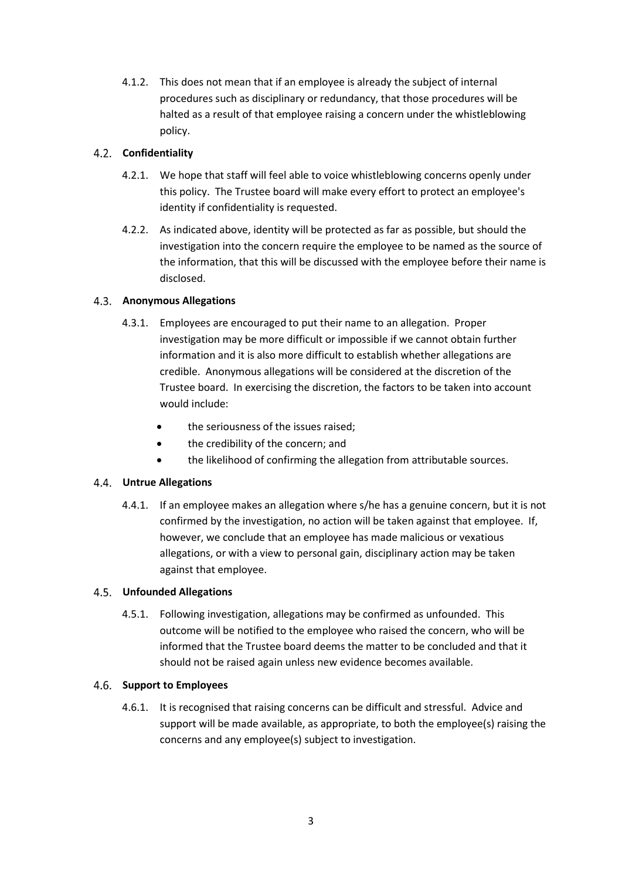4.1.2. This does not mean that if an employee is already the subject of internal procedures such as disciplinary or redundancy, that those procedures will be halted as a result of that employee raising a concern under the whistleblowing policy.

### 4.2. Confidentiality

4.2.1. We hope that staff will feel able to voice whistleblowing concerns openly under this policy. The Trustee board will make every effort to protect an employee's identity if confidentiality is requested.

4.2.2. As indicated above, identity will be protected as far as possible, but should the investigation into the concern require the employee to be named as the source of the information, that this will be discussed with the employee before their name is disclosed.

### 4.3. Anonymous Allegations

4.3.1. Employees are encouraged to put their name to an allegation. Proper investigation may be more difficult or impossible if we cannot obtain further information and it is also more difficult to establish whether allegations are credible. Anonymous allegations will be considered at the discretion of the Trustee board. In exercising the discretion, the factors to be taken into account would include:

- the seriousness of the issues raised;
- the credibility of the concern; and
- the likelihood of confirming the allegation from attributable sources.

### 4.4. Untrue Allegations

4.4.1. If an employee makes an allegation where s/he has a genuine concern, but it is not confirmed by the investigation, no action will be taken against that employee. If, however, we conclude that an employee has made malicious or vexatious allegations, or with a view to personal gain, disciplinary action may be taken against that employee.

### 4.5. Unfounded Allegations

4.5.1. Following investigation, allegations may be confirmed as unfounded. This outcome will be notified to the employee who raised the concern, who will be informed that the Trustee board deems the matter to be concluded and that it should not be raised again unless new evidence becomes available.

### 4.6. Support to Employees

4.6.1. It is recognised that raising concerns can be difficult and stressful. Advice and support will be made available, as appropriate, to both the employee(s) raising the concerns and any employee(s) subject to investigation.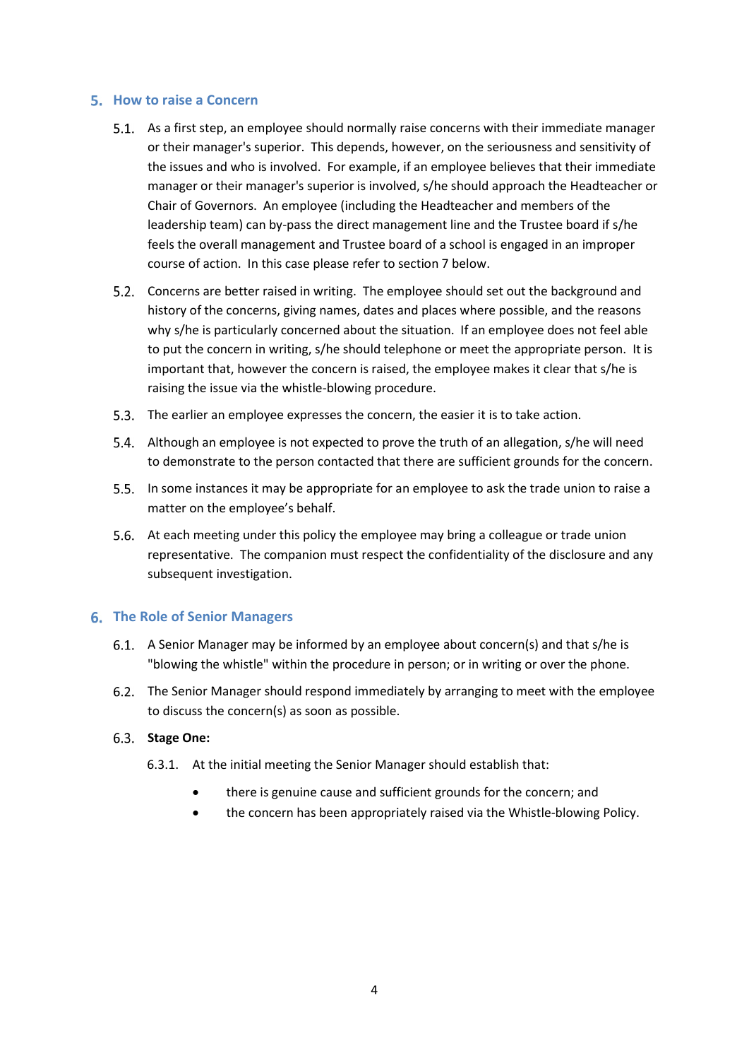## 5. How to raise a Concern

5.1. As a first step, an employee should normally raise concerns with their immediate manager or their manager's superior. This depends, however, on the seriousness and sensitivity of the issues and who is involved. For example, if an employee believes that their immediate manager or their manager's superior is involved, s/he should approach the Headteacher or Chair of Governors. An employee (including the Headteacher and members of the leadership team) can by-pass the direct management line and the Trustee board if s/he feels the overall management and Trustee board of a school is engaged in an improper course of action. In this case please refer to section 7 below.

5.2. Concerns are better raised in writing. The employee should set out the background and history of the concerns, giving names, dates and places where possible, and the reasons why s/he is particularly concerned about the situation. If an employee does not feel able to put the concern in writing, s/he should telephone or meet the appropriate person. It is important that, however the concern is raised, the employee makes it clear that s/he is raising the issue via the whistle-blowing procedure.

5.3. The earlier an employee expresses the concern, the easier it is to take action.

5.4. Although an employee is not expected to prove the truth of an allegation, s/he will need to demonstrate to the person contacted that there are sufficient grounds for the concern.

5.5. In some instances it may be appropriate for an employee to ask the trade union to raise a matter on the employee's behalf.

5.6. At each meeting under this policy the employee may bring a colleague or trade union representative. The companion must respect the confidentiality of the disclosure and any subsequent investigation.

## 6. The Role of Senior Managers

6.1. A Senior Manager may be informed by an employee about concern(s) and that s/he is "blowing the whistle" within the procedure in person; or in writing or over the phone.

6.2. The Senior Manager should respond immediately by arranging to meet with the employee to discuss the concern(s) as soon as possible.

6.3. **Stage One:**

6.3.1. At the initial meeting the Senior Manager should establish that:

- there is genuine cause and sufficient grounds for the concern; and
- the concern has been appropriately raised via the Whistle-blowing Policy.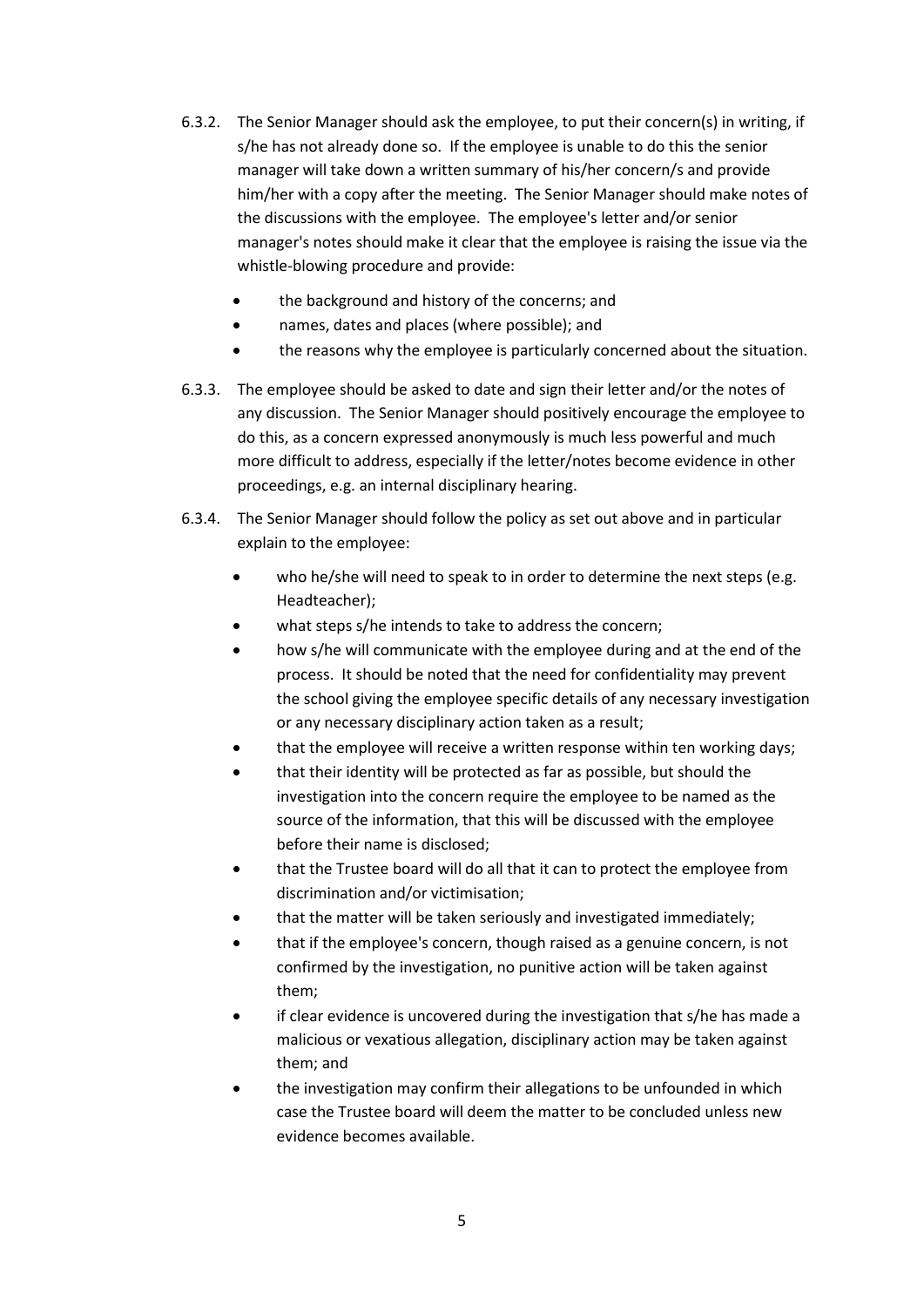6.3.2. The Senior Manager should ask the employee, to put their concern(s) in writing, if s/he has not already done so. If the employee is unable to do this the senior manager will take down a written summary of his/her concern/s and provide him/her with a copy after the meeting. The Senior Manager should make notes of the discussions with the employee. The employee's letter and/or senior manager's notes should make it clear that the employee is raising the issue via the whistle-blowing procedure and provide:

- the background and history of the concerns; and
- names, dates and places (where possible); and
- the reasons why the employee is particularly concerned about the situation.

6.3.3. The employee should be asked to date and sign their letter and/or the notes of any discussion. The Senior Manager should positively encourage the employee to do this, as a concern expressed anonymously is much less powerful and much more difficult to address, especially if the letter/notes become evidence in other proceedings, e.g. an internal disciplinary hearing.

6.3.4. The Senior Manager should follow the policy as set out above and in particular explain to the employee:

- who he/she will need to speak to in order to determine the next steps (e.g. Headteacher);
- what steps s/he intends to take to address the concern;
- how s/he will communicate with the employee during and at the end of the process. It should be noted that the need for confidentiality may prevent the school giving the employee specific details of any necessary investigation or any necessary disciplinary action taken as a result;
- that the employee will receive a written response within ten working days;
- that their identity will be protected as far as possible, but should the investigation into the concern require the employee to be named as the source of the information, that this will be discussed with the employee before their name is disclosed;
- that the Trustee board will do all that it can to protect the employee from discrimination and/or victimisation;
- that the matter will be taken seriously and investigated immediately;
- that if the employee's concern, though raised as a genuine concern, is not confirmed by the investigation, no punitive action will be taken against them;
- if clear evidence is uncovered during the investigation that s/he has made a malicious or vexatious allegation, disciplinary action may be taken against them; and
- the investigation may confirm their allegations to be unfounded in which case the Trustee board will deem the matter to be concluded unless new evidence becomes available.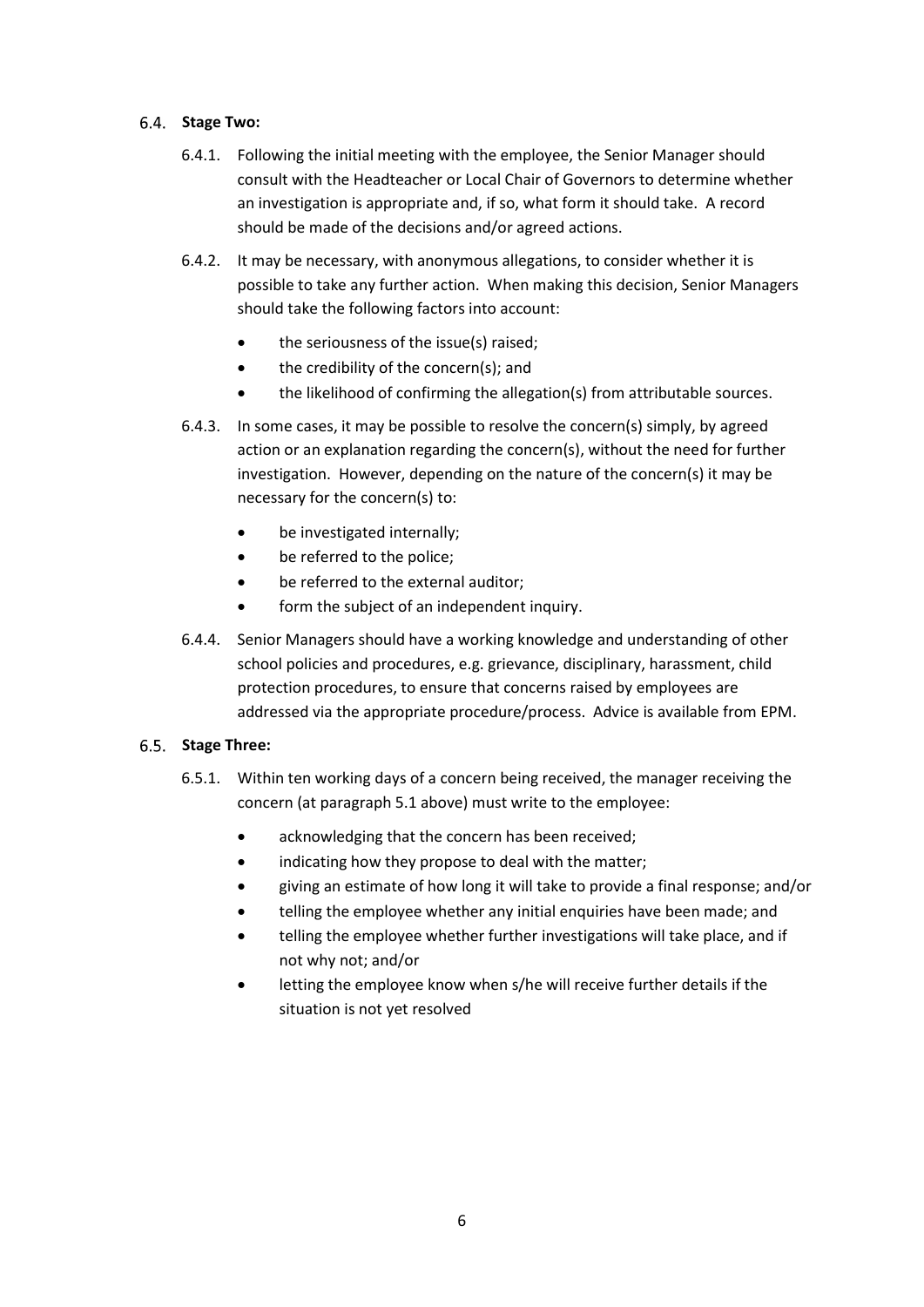### 6.4. Stage Two:

6.4.1. Following the initial meeting with the employee, the Senior Manager should consult with the Headteacher or Local Chair of Governors to determine whether an investigation is appropriate and, if so, what form it should take. A record should be made of the decisions and/or agreed actions.

6.4.2. It may be necessary, with anonymous allegations, to consider whether it is possible to take any further action. When making this decision, Senior Managers should take the following factors into account:

- the seriousness of the issue(s) raised;
- the credibility of the concern(s); and
- the likelihood of confirming the allegation(s) from attributable sources.

6.4.3. In some cases, it may be possible to resolve the concern(s) simply, by agreed action or an explanation regarding the concern(s), without the need for further investigation. However, depending on the nature of the concern(s) it may be necessary for the concern(s) to:

- be investigated internally;
- be referred to the police;
- be referred to the external auditor;
- form the subject of an independent inquiry.

6.4.4. Senior Managers should have a working knowledge and understanding of other school policies and procedures, e.g. grievance, disciplinary, harassment, child protection procedures, to ensure that concerns raised by employees are addressed via the appropriate procedure/process. Advice is available from EPM.

### 6.5. Stage Three:

6.5.1. Within ten working days of a concern being received, the manager receiving the concern (at paragraph 5.1 above) must write to the employee:

- acknowledging that the concern has been received;
- indicating how they propose to deal with the matter;
- giving an estimate of how long it will take to provide a final response; and/or
- telling the employee whether any initial enquiries have been made; and
- telling the employee whether further investigations will take place, and if not why not; and/or
- letting the employee know when s/he will receive further details if the situation is not yet resolved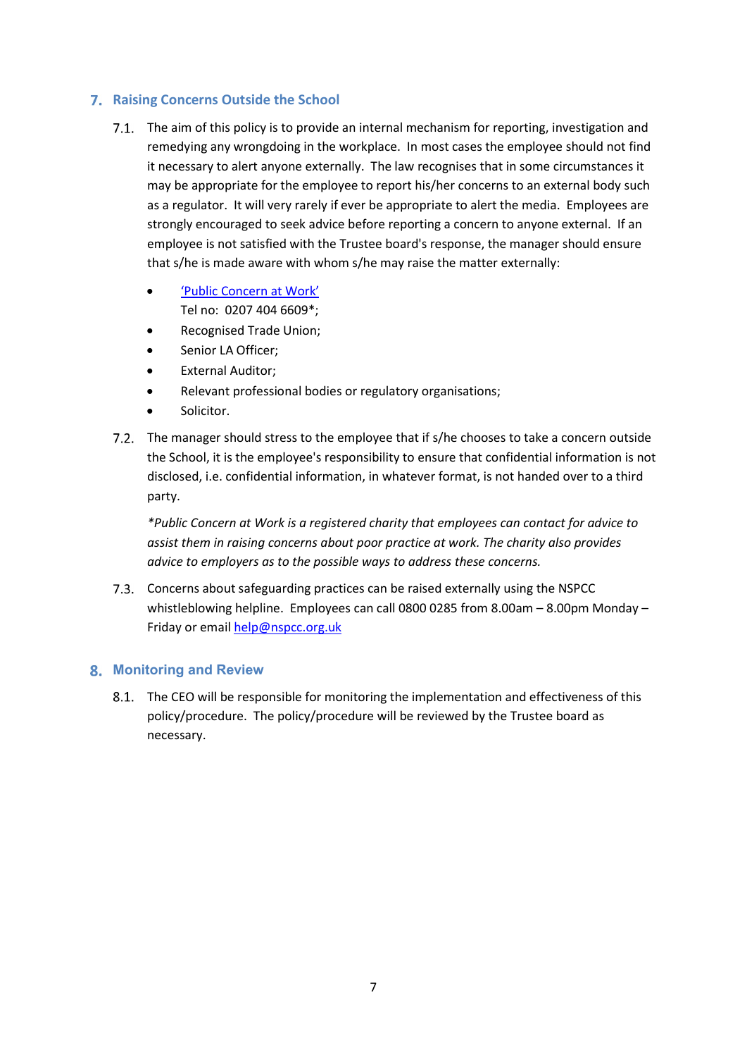## 7. Raising Concerns Outside the School

7.1. The aim of this policy is to provide an internal mechanism for reporting, investigation and remedying any wrongdoing in the workplace. In most cases the employee should not find it necessary to alert anyone externally. The law recognises that in some circumstances it may be appropriate for the employee to report his/her concerns to an external body such as a regulator. It will very rarely if ever be appropriate to alert the media. Employees are strongly encouraged to seek advice before reporting a concern to anyone external. If an employee is not satisfied with the Trustee board's response, the manager should ensure that s/he is made aware with whom s/he may raise the matter externally:

- 'Public Concern at Work'
  Tel no: 0207 404 6609*;
- Recognised Trade Union;
- Senior LA Officer;
- External Auditor;
- Relevant professional bodies or regulatory organisations;
- Solicitor.

7.2. The manager should stress to the employee that if s/he chooses to take a concern outside the School, it is the employee's responsibility to ensure that confidential information is not disclosed, i.e. confidential information, in whatever format, is not handed over to a third party.

*\*Public Concern at Work is a registered charity that employees can contact for advice to assist them in raising concerns about poor practice at work. The charity also provides advice to employers as to the possible ways to address these concerns.*

7.3. Concerns about safeguarding practices can be raised externally using the NSPCC whistleblowing helpline. Employees can call 0800 0285 from 8.00am – 8.00pm Monday – Friday or email help@nspcc.org.uk

## 8. Monitoring and Review

8.1. The CEO will be responsible for monitoring the implementation and effectiveness of this policy/procedure. The policy/procedure will be reviewed by the Trustee board as necessary.